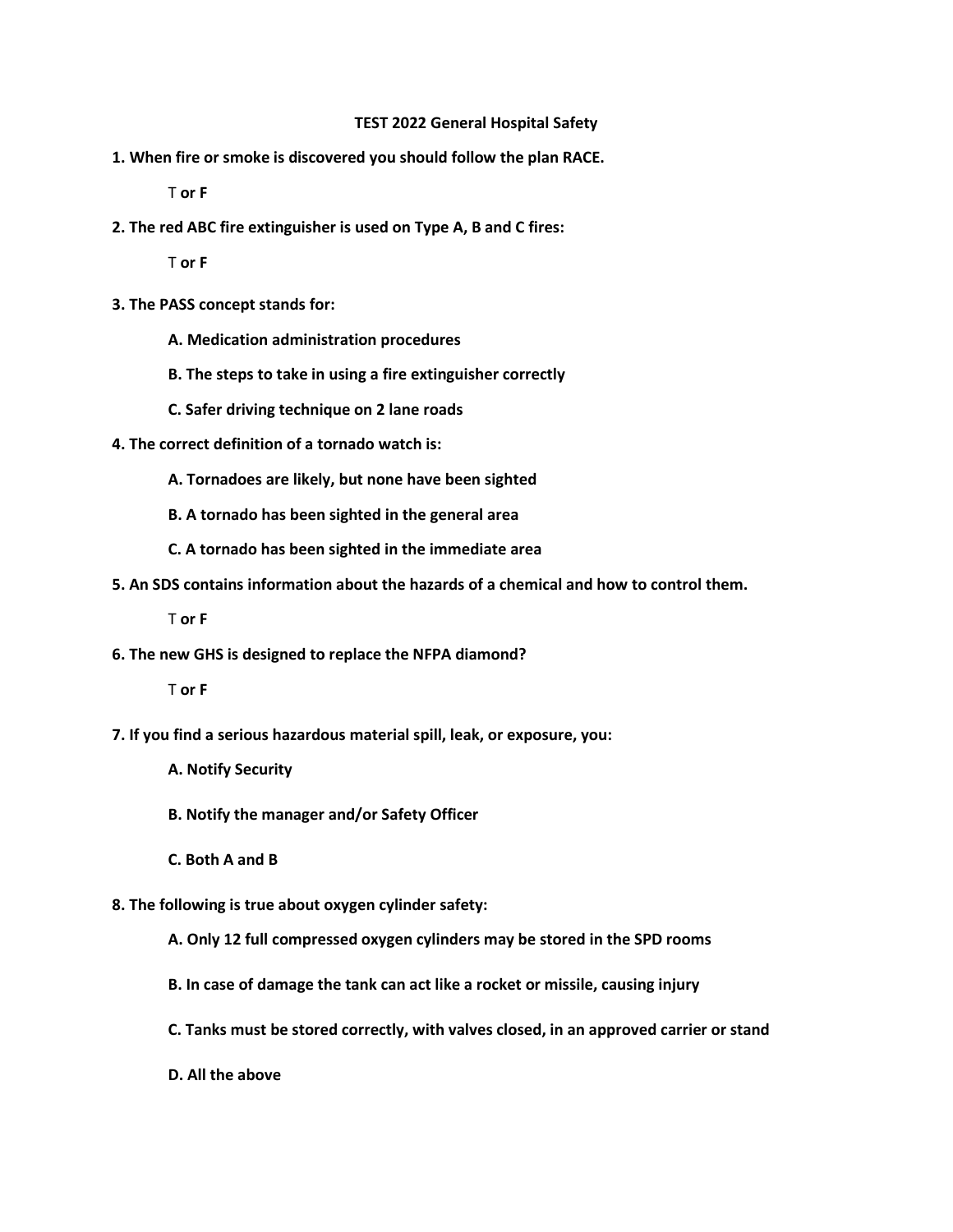# TEST 2022 General Hospital Safety

**1. When fire or smoke is discovered you should follow the plan RACE.**

T **or F**

**2. The red ABC fire extinguisher is used on Type A, B and C fires:**

T **or F**

**3. The PASS concept stands for:**

**A. Medication administration procedures**

**B. The steps to take in using a fire extinguisher correctly**

**C. Safer driving technique on 2 lane roads**

**4. The correct definition of a tornado watch is:**

**A. Tornadoes are likely, but none have been sighted**

**B. A tornado has been sighted in the general area**

**C. A tornado has been sighted in the immediate area**

**5. An SDS contains information about the hazards of a chemical and how to control them.**

T **or F**

**6. The new GHS is designed to replace the NFPA diamond?**

T **or F**

**7. If you find a serious hazardous material spill, leak, or exposure, you:**

**A. Notify Security**

**B. Notify the manager and/or Safety Officer**

**C. Both A and B**

**8. The following is true about oxygen cylinder safety:**

**A. Only 12 full compressed oxygen cylinders may be stored in the SPD rooms**

**B. In case of damage the tank can act like a rocket or missile, causing injury**

**C. Tanks must be stored correctly, with valves closed, in an approved carrier or stand**

**D. All the above**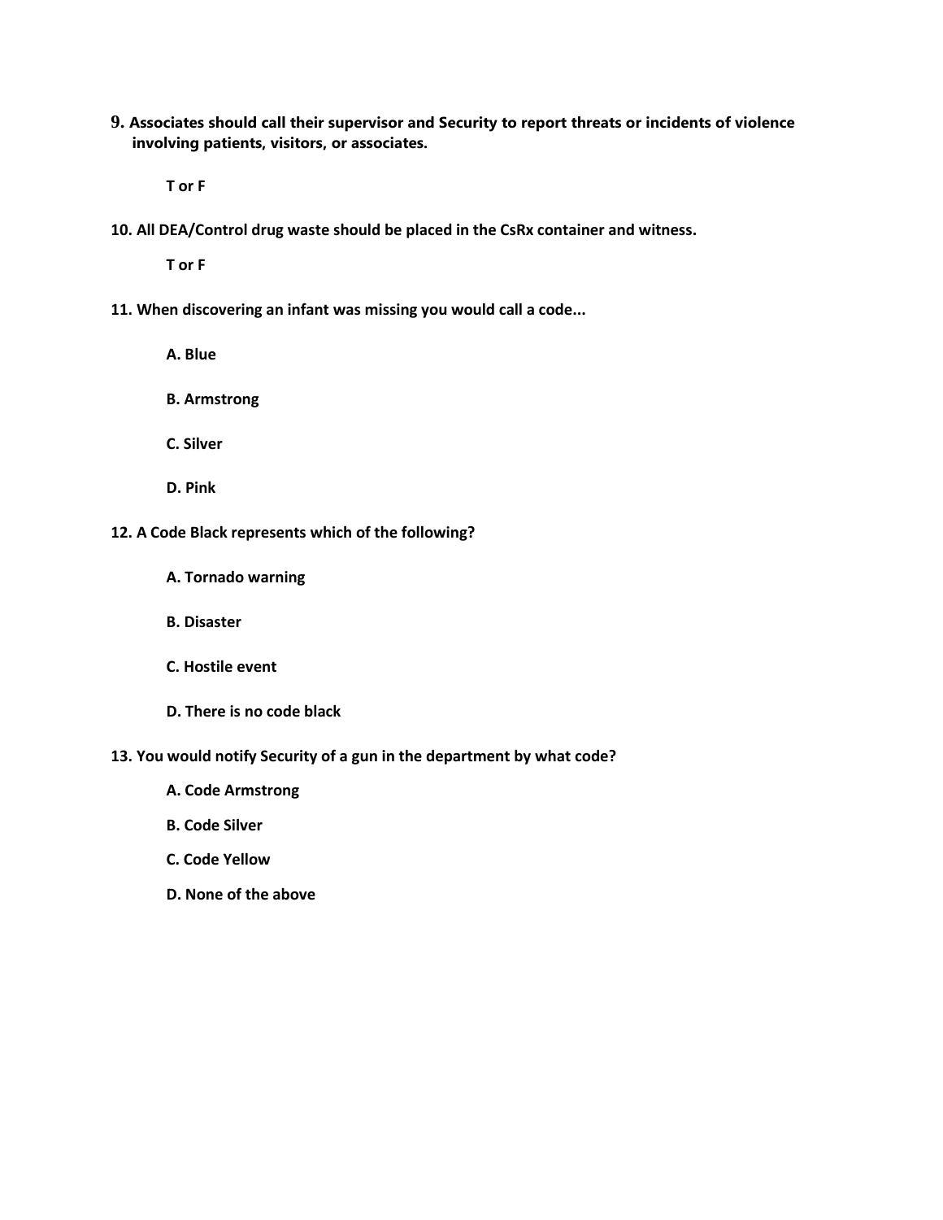**9. Associates should call their supervisor and Security to report threats or incidents of violence involving patients, visitors, or associates.**

**T or F**

**10. All DEA/Control drug waste should be placed in the CsRx container and witness.**

**T or F**

**11. When discovering an infant was missing you would call a code...**

**A. Blue**

**B. Armstrong**

**C. Silver**

**D. Pink**

**12. A Code Black represents which of the following?**

**A. Tornado warning**

**B. Disaster**

**C. Hostile event**

**D. There is no code black**

**13. You would notify Security of a gun in the department by what code?**

**A. Code Armstrong**

**B. Code Silver**

**C. Code Yellow**

**D. None of the above**